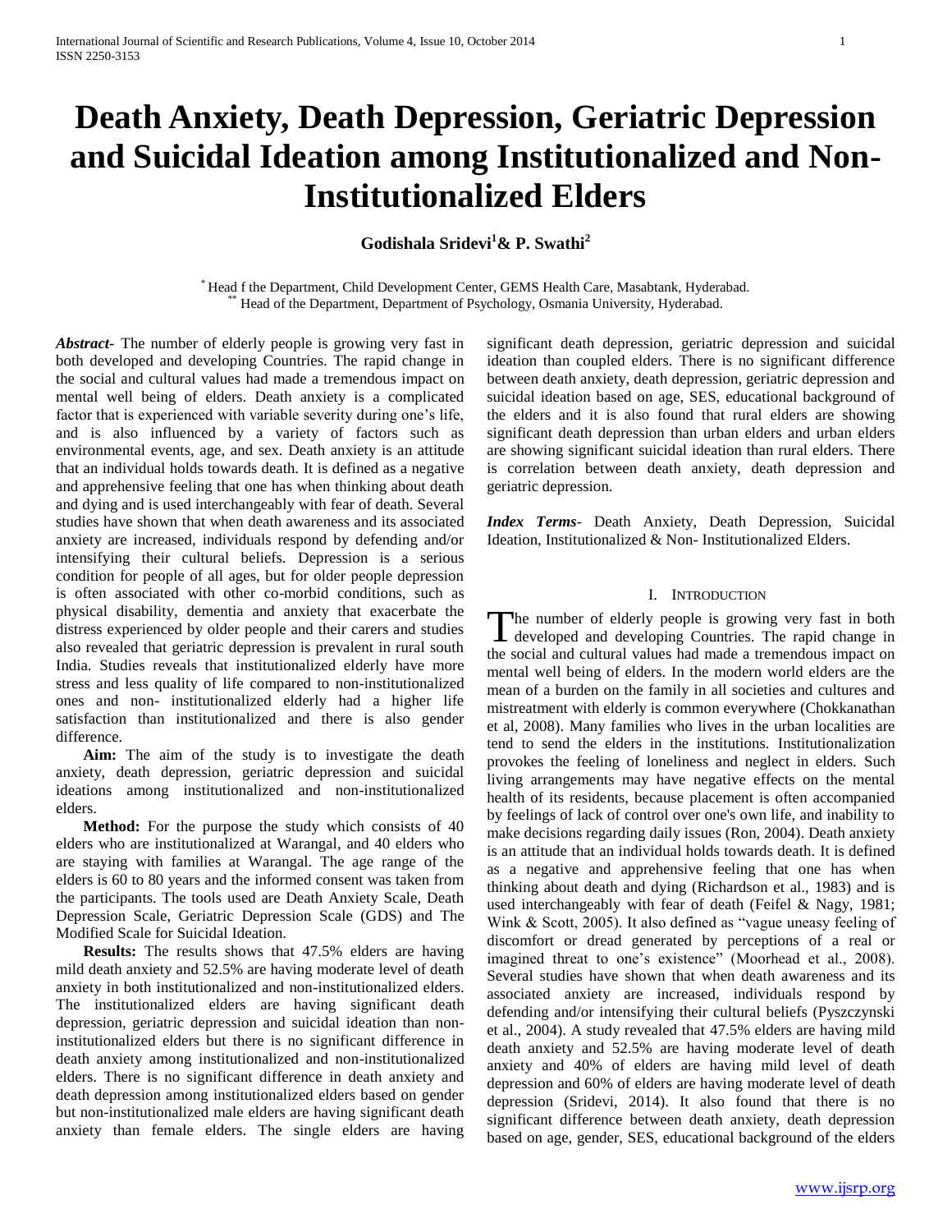# Death Anxiety, Death Depression, Geriatric Depression and Suicidal Ideation among Institutionalized and Non-Institutionalized Elders

**Godishala Sridevi[1] & P. Swathi[2]**

[*] Head f the Department, Child Development Center, GEMS Health Care, Masabtank, Hyderabad.
[**] Head of the Department, Department of Psychology, Osmania University, Hyderabad.

***Abstract-*** The number of elderly people is growing very fast in both developed and developing Countries. The rapid change in the social and cultural values had made a tremendous impact on mental well being of elders. Death anxiety is a complicated factor that is experienced with variable severity during one's life, and is also influenced by a variety of factors such as environmental events, age, and sex. Death anxiety is an attitude that an individual holds towards death. It is defined as a negative and apprehensive feeling that one has when thinking about death and dying and is used interchangeably with fear of death. Several studies have shown that when death awareness and its associated anxiety are increased, individuals respond by defending and/or intensifying their cultural beliefs. Depression is a serious condition for people of all ages, but for older people depression is often associated with other co-morbid conditions, such as physical disability, dementia and anxiety that exacerbate the distress experienced by older people and their carers and studies also revealed that geriatric depression is prevalent in rural south India. Studies reveals that institutionalized elderly have more stress and less quality of life compared to non-institutionalized ones and non- institutionalized elderly had a higher life satisfaction than institutionalized and there is also gender difference.

**Aim:** The aim of the study is to investigate the death anxiety, death depression, geriatric depression and suicidal ideations among institutionalized and non-institutionalized elders.

**Method:** For the purpose the study which consists of 40 elders who are institutionalized at Warangal, and 40 elders who are staying with families at Warangal. The age range of the elders is 60 to 80 years and the informed consent was taken from the participants. The tools used are Death Anxiety Scale, Death Depression Scale, Geriatric Depression Scale (GDS) and The Modified Scale for Suicidal Ideation.

**Results:** The results shows that 47.5% elders are having mild death anxiety and 52.5% are having moderate level of death anxiety in both institutionalized and non-institutionalized elders. The institutionalized elders are having significant death depression, geriatric depression and suicidal ideation than non-institutionalized elders but there is no significant difference in death anxiety among institutionalized and non-institutionalized elders. There is no significant difference in death anxiety and death depression among institutionalized elders based on gender but non-institutionalized male elders are having significant death anxiety than female elders. The single elders are having significant death depression, geriatric depression and suicidal ideation than coupled elders. There is no significant difference between death anxiety, death depression, geriatric depression and suicidal ideation based on age, SES, educational background of the elders and it is also found that rural elders are showing significant death depression than urban elders and urban elders are showing significant suicidal ideation than rural elders. There is correlation between death anxiety, death depression and geriatric depression.

***Index Terms*-** Death Anxiety, Death Depression, Suicidal Ideation, Institutionalized & Non- Institutionalized Elders.

## I. Introduction

The number of elderly people is growing very fast in both developed and developing Countries. The rapid change in the social and cultural values had made a tremendous impact on mental well being of elders. In the modern world elders are the mean of a burden on the family in all societies and cultures and mistreatment with elderly is common everywhere (Chokkanathan et al, 2008). Many families who lives in the urban localities are tend to send the elders in the institutions. Institutionalization provokes the feeling of loneliness and neglect in elders. Such living arrangements may have negative effects on the mental health of its residents, because placement is often accompanied by feelings of lack of control over one's own life, and inability to make decisions regarding daily issues (Ron, 2004). Death anxiety is an attitude that an individual holds towards death. It is defined as a negative and apprehensive feeling that one has when thinking about death and dying (Richardson et al., 1983) and is used interchangeably with fear of death (Feifel & Nagy, 1981; Wink & Scott, 2005). It also defined as "vague uneasy feeling of discomfort or dread generated by perceptions of a real or imagined threat to one's existence" (Moorhead et al., 2008). Several studies have shown that when death awareness and its associated anxiety are increased, individuals respond by defending and/or intensifying their cultural beliefs (Pyszczynski et al., 2004). A study revealed that 47.5% elders are having mild death anxiety and 52.5% are having moderate level of death anxiety and 40% of elders are having mild level of death depression and 60% of elders are having moderate level of death depression (Sridevi, 2014). It also found that there is no significant difference between death anxiety, death depression based on age, gender, SES, educational background of the elders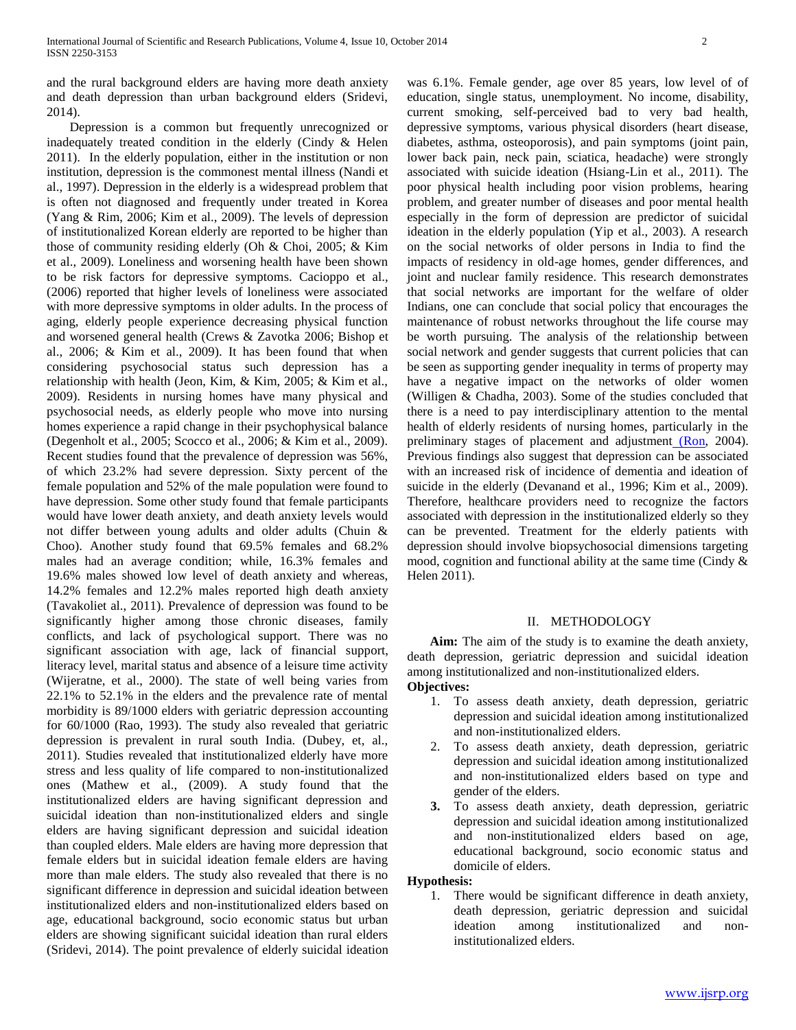and the rural background elders are having more death anxiety and death depression than urban background elders (Sridevi, 2014).

Depression is a common but frequently unrecognized or inadequately treated condition in the elderly (Cindy & Helen 2011). In the elderly population, either in the institution or non institution, depression is the commonest mental illness (Nandi et al., 1997). Depression in the elderly is a widespread problem that is often not diagnosed and frequently under treated in Korea (Yang & Rim, 2006; Kim et al., 2009). The levels of depression of institutionalized Korean elderly are reported to be higher than those of community residing elderly (Oh & Choi, 2005; & Kim et al., 2009). Loneliness and worsening health have been shown to be risk factors for depressive symptoms. Cacioppo et al., (2006) reported that higher levels of loneliness were associated with more depressive symptoms in older adults. In the process of aging, elderly people experience decreasing physical function and worsened general health (Crews & Zavotka 2006; Bishop et al., 2006; & Kim et al., 2009). It has been found that when considering psychosocial status such depression has a relationship with health (Jeon, Kim, & Kim, 2005; & Kim et al., 2009). Residents in nursing homes have many physical and psychosocial needs, as elderly people who move into nursing homes experience a rapid change in their psychophysical balance (Degenholt et al., 2005; Scocco et al., 2006; & Kim et al., 2009). Recent studies found that the prevalence of depression was 56%, of which 23.2% had severe depression. Sixty percent of the female population and 52% of the male population were found to have depression. Some other study found that female participants would have lower death anxiety, and death anxiety levels would not differ between young adults and older adults (Chuin & Choo). Another study found that 69.5% females and 68.2% males had an average condition; while, 16.3% females and 19.6% males showed low level of death anxiety and whereas, 14.2% females and 12.2% males reported high death anxiety (Tavakoliet al., 2011). Prevalence of depression was found to be significantly higher among those chronic diseases, family conflicts, and lack of psychological support. There was no significant association with age, lack of financial support, literacy level, marital status and absence of a leisure time activity (Wijeratne, et al., 2000). The state of well being varies from 22.1% to 52.1% in the elders and the prevalence rate of mental morbidity is 89/1000 elders with geriatric depression accounting for 60/1000 (Rao, 1993). The study also revealed that geriatric depression is prevalent in rural south India. (Dubey, et, al., 2011). Studies revealed that institutionalized elderly have more stress and less quality of life compared to non-institutionalized ones (Mathew et al., (2009). A study found that the institutionalized elders are having significant depression and suicidal ideation than non-institutionalized elders and single elders are having significant depression and suicidal ideation than coupled elders. Male elders are having more depression that female elders but in suicidal ideation female elders are having more than male elders. The study also revealed that there is no significant difference in depression and suicidal ideation between institutionalized elders and non-institutionalized elders based on age, educational background, socio economic status but urban elders are showing significant suicidal ideation than rural elders (Sridevi, 2014). The point prevalence of elderly suicidal ideation was 6.1%. Female gender, age over 85 years, low level of of education, single status, unemployment. No income, disability, current smoking, self-perceived bad to very bad health, depressive symptoms, various physical disorders (heart disease, diabetes, asthma, osteoporosis), and pain symptoms (joint pain, lower back pain, neck pain, sciatica, headache) were strongly associated with suicide ideation (Hsiang-Lin et al., 2011). The poor physical health including poor vision problems, hearing problem, and greater number of diseases and poor mental health especially in the form of depression are predictor of suicidal ideation in the elderly population (Yip et al., 2003). A research on the social networks of older persons in India to find the impacts of residency in old-age homes, gender differences, and joint and nuclear family residence. This research demonstrates that social networks are important for the welfare of older Indians, one can conclude that social policy that encourages the maintenance of robust networks throughout the life course may be worth pursuing. The analysis of the relationship between social network and gender suggests that current policies that can be seen as supporting gender inequality in terms of property may have a negative impact on the networks of older women (Willigen & Chadha, 2003). Some of the studies concluded that there is a need to pay interdisciplinary attention to the mental health of elderly residents of nursing homes, particularly in the preliminary stages of placement and adjustment (Ron, 2004). Previous findings also suggest that depression can be associated with an increased risk of incidence of dementia and ideation of suicide in the elderly (Devanand et al., 1996; Kim et al., 2009). Therefore, healthcare providers need to recognize the factors associated with depression in the institutionalized elderly so they can be prevented. Treatment for the elderly patients with depression should involve biopsychosocial dimensions targeting mood, cognition and functional ability at the same time (Cindy & Helen 2011).

## II. METHODOLOGY

**Aim:** The aim of the study is to examine the death anxiety, death depression, geriatric depression and suicidal ideation among institutionalized and non-institutionalized elders.

**Objectives:**

1. To assess death anxiety, death depression, geriatric depression and suicidal ideation among institutionalized and non-institutionalized elders.
2. To assess death anxiety, death depression, geriatric depression and suicidal ideation among institutionalized and non-institutionalized elders based on type and gender of the elders.
3. To assess death anxiety, death depression, geriatric depression and suicidal ideation among institutionalized and non-institutionalized elders based on age, educational background, socio economic status and domicile of elders.

**Hypothesis:**

1. There would be significant difference in death anxiety, death depression, geriatric depression and suicidal ideation among institutionalized and non-institutionalized elders.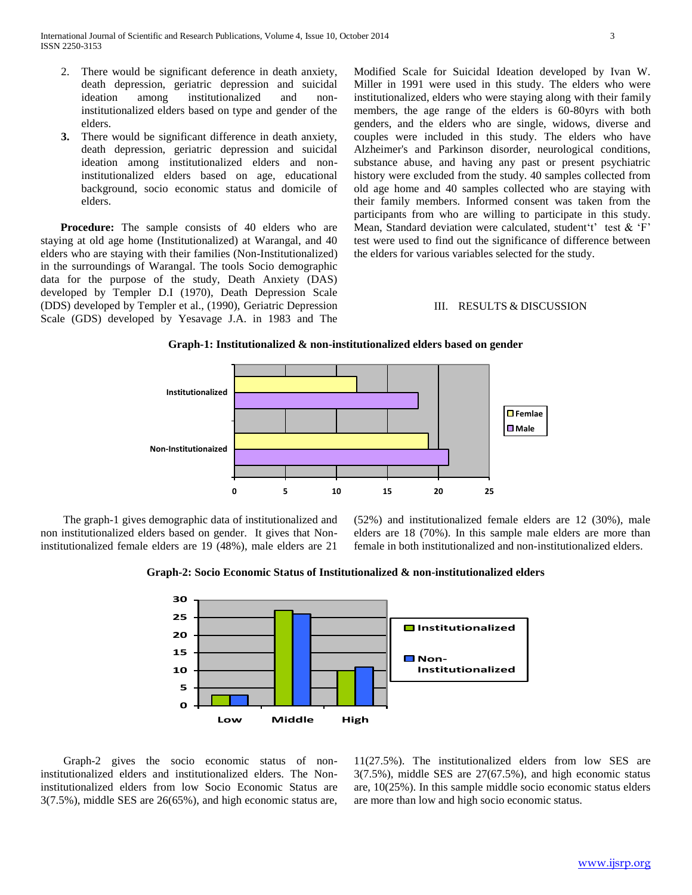2. There would be significant deference in death anxiety, death depression, geriatric depression and suicidal ideation among institutionalized and non-institutionalized elders based on type and gender of the elders.
3. There would be significant difference in death anxiety, death depression, geriatric depression and suicidal ideation among institutionalized elders and non-institutionalized elders based on age, educational background, socio economic status and domicile of elders.

**Procedure:** The sample consists of 40 elders who are staying at old age home (Institutionalized) at Warangal, and 40 elders who are staying with their families (Non-Institutionalized) in the surroundings of Warangal. The tools Socio demographic data for the purpose of the study, Death Anxiety (DAS) developed by Templer D.I (1970), Death Depression Scale (DDS) developed by Templer et al., (1990), Geriatric Depression Scale (GDS) developed by Yesavage J.A. in 1983 and The Modified Scale for Suicidal Ideation developed by Ivan W. Miller in 1991 were used in this study. The elders who were institutionalized, elders who were staying along with their family members, the age range of the elders is 60-80yrs with both genders, and the elders who are single, widows, diverse and couples were included in this study. The elders who have Alzheimer's and Parkinson disorder, neurological conditions, substance abuse, and having any past or present psychiatric history were excluded from the study. 40 samples collected from old age home and 40 samples collected who are staying with their family members. Informed consent was taken from the participants from who are willing to participate in this study. Mean, Standard deviation were calculated, student't' test & 'F' test were used to find out the significance of difference between the elders for various variables selected for the study.

## III. RESULTS & DISCUSSION

**Graph-1: Institutionalized & non-institutionalized elders based on gender**

| | Femlae | Male |
|---|---|---|
| Institutionalized | 12 | 18 |
| Non-Institutionaized | 19 | 21 |

The graph-1 gives demographic data of institutionalized and non institutionalized elders based on gender. It gives that Non-institutionalized female elders are 19 (48%), male elders are 21 (52%) and institutionalized female elders are 12 (30%), male elders are 18 (70%). In this sample male elders are more than female in both institutionalized and non-institutionalized elders.

**Graph-2: Socio Economic Status of Institutionalized & non-institutionalized elders**

| | Institutionalized | Non-Institutionalized |
|---|---|---|
| Low | 3 | 3 |
| Middle | 27 | 26 |
| High | 10 | 11 |

Graph-2 gives the socio economic status of non-institutionalized elders and institutionalized elders. The Non-institutionalized elders from low Socio Economic Status are 3(7.5%), middle SES are 26(65%), and high economic status are, 11(27.5%). The institutionalized elders from low SES are 3(7.5%), middle SES are 27(67.5%), and high economic status are, 10(25%). In this sample middle socio economic status elders are more than low and high socio economic status.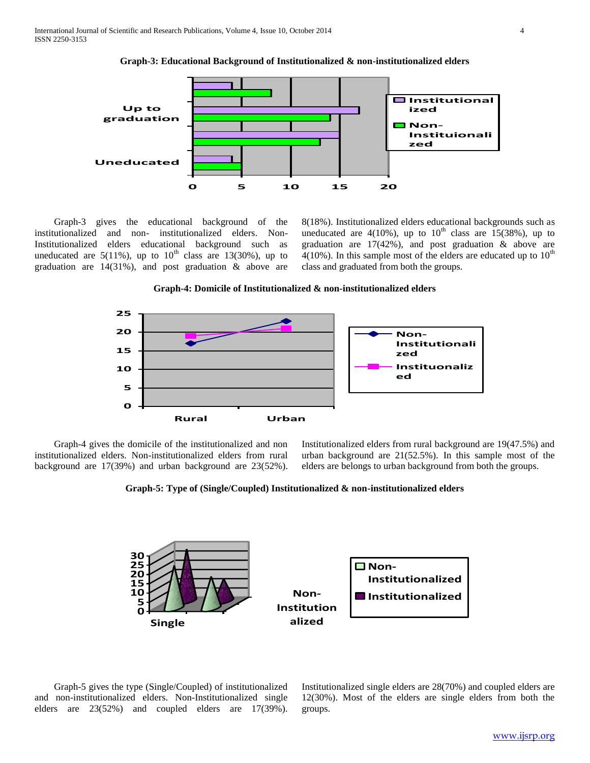**Graph-3: Educational Background of Institutionalized & non-institutionalized elders**

Graph-3 gives the educational background of the institutionalized and non- institutionalized elders. Non-Institutionalized elders educational background such as uneducated are 5(11%), up to $10^{th}$ class are 13(30%), up to graduation are 14(31%), and post graduation & above are 8(18%). Institutionalized elders educational backgrounds such as uneducated are 4(10%), up to $10^{th}$ class are 15(38%), up to graduation are 17(42%), and post graduation & above are 4(10%). In this sample most of the elders are educated up to $10^{th}$ class and graduated from both the groups.

**Graph-4: Domicile of Institutionalized & non-institutionalized elders**

Graph-4 gives the domicile of the institutionalized and non institutionalized elders. Non-institutionalized elders from rural background are 17(39%) and urban background are 23(52%). Institutionalized elders from rural background are 19(47.5%) and urban background are 21(52.5%). In this sample most of the elders are belongs to urban background from both the groups.

**Graph-5: Type of (Single/Coupled) Institutionalized & non-institutionalized elders**

Graph-5 gives the type (Single/Coupled) of institutionalized and non-institutionalized elders. Non-Institutionalized single elders are 23(52%) and coupled elders are 17(39%). Institutionalized single elders are 28(70%) and coupled elders are 12(30%). Most of the elders are single elders from both the groups.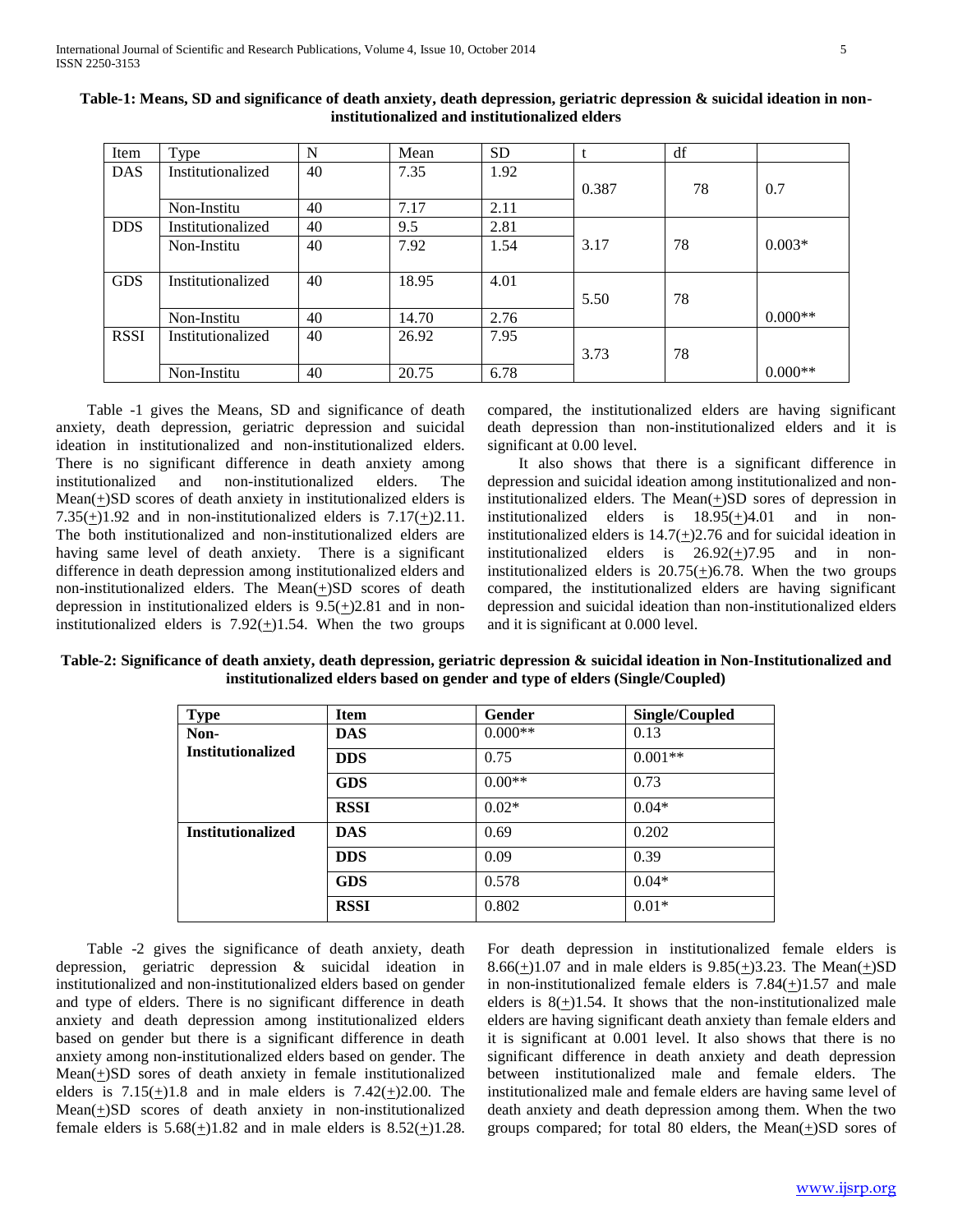**Table-1: Means, SD and significance of death anxiety, death depression, geriatric depression & suicidal ideation in non-institutionalized and institutionalized elders**

| Item | Type | N | Mean | SD | t | df | |
|---|---|---|---|---|---|---|---|
| DAS | Institutionalized | 40 | 7.35 | 1.92 | 0.387 | 78 | 0.7 |
| | Non-Institu | 40 | 7.17 | 2.11 | | | |
| DDS | Institutionalized | 40 | 9.5 | 2.81 | 3.17 | 78 | 0.003* |
| | Non-Institu | 40 | 7.92 | 1.54 | | | |
| GDS | Institutionalized | 40 | 18.95 | 4.01 | 5.50 | 78 | 0.000** |
| | Non-Institu | 40 | 14.70 | 2.76 | | | |
| RSSI | Institutionalized | 40 | 26.92 | 7.95 | 3.73 | 78 | 0.000** |
| | Non-Institu | 40 | 20.75 | 6.78 | | | |

Table -1 gives the Means, SD and significance of death anxiety, death depression, geriatric depression and suicidal ideation in institutionalized and non-institutionalized elders. There is no significant difference in death anxiety among institutionalized and non-institutionalized elders. The Mean(±)SD scores of death anxiety in institutionalized elders is 7.35(±)1.92 and in non-institutionalized elders is 7.17(±)2.11. The both institutionalized and non-institutionalized elders are having same level of death anxiety. There is a significant difference in death depression among institutionalized elders and non-institutionalized elders. The Mean(±)SD scores of death depression in institutionalized elders is 9.5(±)2.81 and in non-institutionalized elders is 7.92(±)1.54. When the two groups compared, the institutionalized elders are having significant death depression than non-institutionalized elders and it is significant at 0.00 level.

It also shows that there is a significant difference in depression and suicidal ideation among institutionalized and non-institutionalized elders. The Mean(±)SD sores of depression in institutionalized elders is 18.95(±)4.01 and in non-institutionalized elders is 14.7(±)2.76 and for suicidal ideation in institutionalized elders is 26.92(±)7.95 and in non-institutionalized elders is 20.75(±)6.78. When the two groups compared, the institutionalized elders are having significant depression and suicidal ideation than non-institutionalized elders and it is significant at 0.000 level.

**Table-2: Significance of death anxiety, death depression, geriatric depression & suicidal ideation in Non-Institutionalized and institutionalized elders based on gender and type of elders (Single/Coupled)**

| **Type** | **Item** | **Gender** | **Single/Coupled** |
|---|---|---|---|
| **Non-Institutionalized** | **DAS** | 0.000** | 0.13 |
| | **DDS** | 0.75 | 0.001** |
| | **GDS** | 0.00** | 0.73 |
| | **RSSI** | 0.02* | 0.04* |
| **Institutionalized** | **DAS** | 0.69 | 0.202 |
| | **DDS** | 0.09 | 0.39 |
| | **GDS** | 0.578 | 0.04* |
| | **RSSI** | 0.802 | 0.01* |

Table -2 gives the significance of death anxiety, death depression, geriatric depression & suicidal ideation in institutionalized and non-institutionalized elders based on gender and type of elders. There is no significant difference in death anxiety and death depression among institutionalized elders based on gender but there is a significant difference in death anxiety among non-institutionalized elders based on gender. The Mean(±)SD sores of death anxiety in female institutionalized elders is 7.15(±)1.8 and in male elders is 7.42(±)2.00. The Mean(±)SD scores of death anxiety in non-institutionalized female elders is 5.68(±)1.82 and in male elders is 8.52(±)1.28. For death depression in institutionalized female elders is 8.66(±)1.07 and in male elders is 9.85(±)3.23. The Mean(±)SD in non-institutionalized female elders is 7.84(±)1.57 and male elders is 8(±)1.54. It shows that the non-institutionalized male elders are having significant death anxiety than female elders and it is significant at 0.001 level. It also shows that there is no significant difference in death anxiety and death depression between institutionalized male and female elders. The institutionalized male and female elders are having same level of death anxiety and death depression among them. When the two groups compared; for total 80 elders, the Mean(±)SD sores of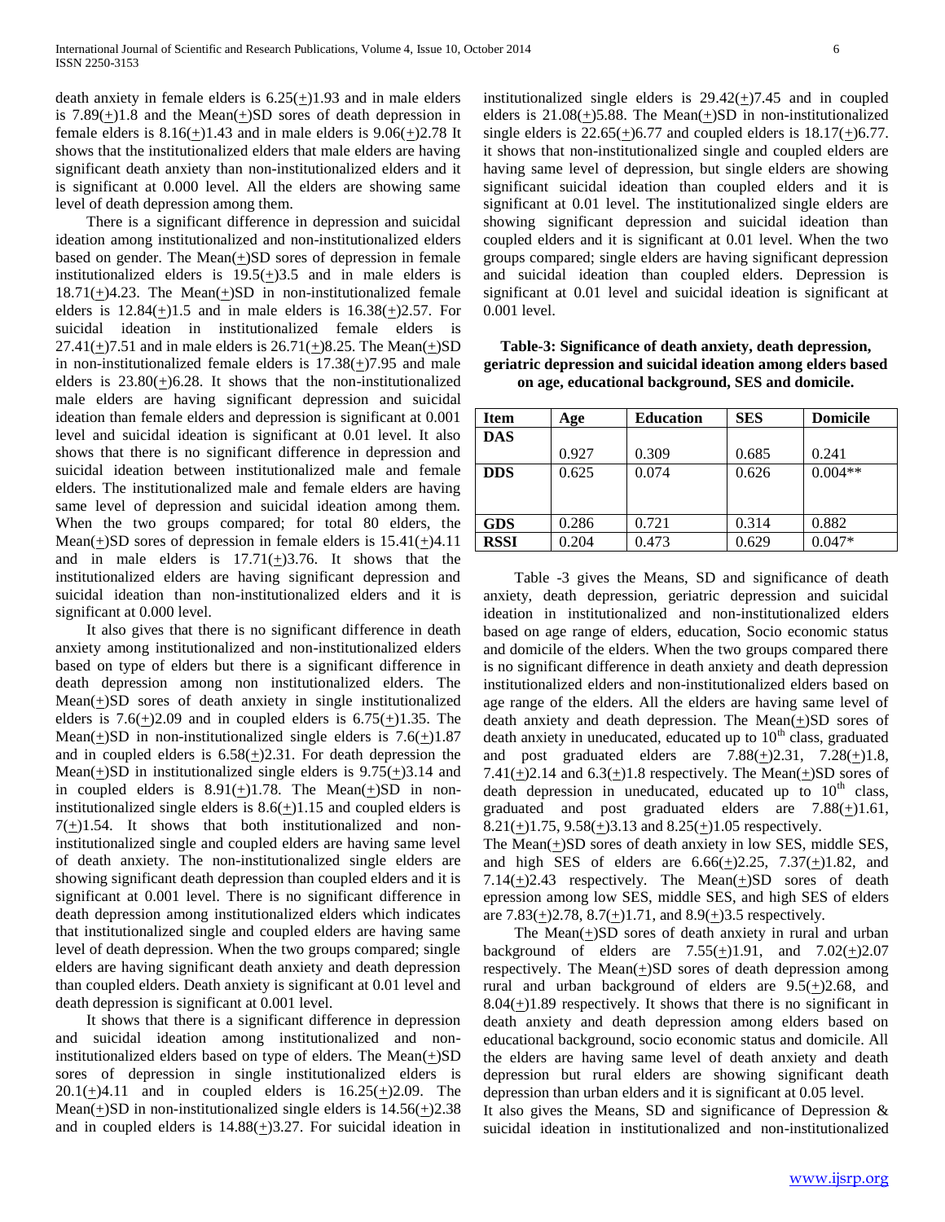death anxiety in female elders is 6.25(+)1.93 and in male elders is 7.89(+)1.8 and the Mean(+)SD sores of death depression in female elders is 8.16(+)1.43 and in male elders is 9.06(+)2.78 It shows that the institutionalized elders that male elders are having significant death anxiety than non-institutionalized elders and it is significant at 0.000 level. All the elders are showing same level of death depression among them.

There is a significant difference in depression and suicidal ideation among institutionalized and non-institutionalized elders based on gender. The Mean(+)SD sores of depression in female institutionalized elders is 19.5(+)3.5 and in male elders is 18.71(+)4.23. The Mean(+)SD in non-institutionalized female elders is 12.84(+)1.5 and in male elders is 16.38(+)2.57. For suicidal ideation in institutionalized female elders is 27.41(+)7.51 and in male elders is 26.71(+)8.25. The Mean(+)SD in non-institutionalized female elders is 17.38(+)7.95 and male elders is 23.80(+)6.28. It shows that the non-institutionalized male elders are having significant depression and suicidal ideation than female elders and depression is significant at 0.001 level and suicidal ideation is significant at 0.01 level. It also shows that there is no significant difference in depression and suicidal ideation between institutionalized male and female elders. The institutionalized male and female elders are having same level of depression and suicidal ideation among them. When the two groups compared; for total 80 elders, the Mean(+)SD sores of depression in female elders is 15.41(+)4.11 and in male elders is 17.71(+)3.76. It shows that the institutionalized elders are having significant depression and suicidal ideation than non-institutionalized elders and it is significant at 0.000 level.

It also gives that there is no significant difference in death anxiety among institutionalized and non-institutionalized elders based on type of elders but there is a significant difference in death depression among non institutionalized elders. The Mean(+)SD sores of death anxiety in single institutionalized elders is 7.6(+)2.09 and in coupled elders is 6.75(+)1.35. The Mean(+)SD in non-institutionalized single elders is 7.6(+)1.87 and in coupled elders is 6.58(+)2.31. For death depression the Mean(+)SD in institutionalized single elders is 9.75(+)3.14 and in coupled elders is 8.91(+)1.78. The Mean(+)SD in non-institutionalized single elders is 8.6(+)1.15 and coupled elders is 7(+)1.54. It shows that both institutionalized and non-institutionalized single and coupled elders are having same level of death anxiety. The non-institutionalized single elders are showing significant death depression than coupled elders and it is significant at 0.001 level. There is no significant difference in death depression among institutionalized elders which indicates that institutionalized single and coupled elders are having same level of death depression. When the two groups compared; single elders are having significant death anxiety and death depression than coupled elders. Death anxiety is significant at 0.01 level and death depression is significant at 0.001 level.

It shows that there is a significant difference in depression and suicidal ideation among institutionalized and non-institutionalized elders based on type of elders. The Mean(+)SD sores of depression in single institutionalized elders is 20.1(+)4.11 and in coupled elders is 16.25(+)2.09. The Mean(+)SD in non-institutionalized single elders is 14.56(+)2.38 and in coupled elders is 14.88(+)3.27. For suicidal ideation in institutionalized single elders is 29.42(+)7.45 and in coupled elders is 21.08(+)5.88. The Mean(+)SD in non-institutionalized single elders is 22.65(+)6.77 and coupled elders is 18.17(+)6.77. it shows that non-institutionalized single and coupled elders are having same level of depression, but single elders are showing significant suicidal ideation than coupled elders and it is significant at 0.01 level. The institutionalized single elders are showing significant depression and suicidal ideation than coupled elders and it is significant at 0.01 level. When the two groups compared; single elders are having significant depression and suicidal ideation than coupled elders. Depression is significant at 0.01 level and suicidal ideation is significant at 0.001 level.

**Table-3: Significance of death anxiety, death depression, geriatric depression and suicidal ideation among elders based on age, educational background, SES and domicile.**

| Item | Age | Education | SES | Domicile |
|---|---|---|---|---|
| **DAS** | 0.927 | 0.309 | 0.685 | 0.241 |
| **DDS** | 0.625 | 0.074 | 0.626 | 0.004** |
| **GDS** | 0.286 | 0.721 | 0.314 | 0.882 |
| **RSSI** | 0.204 | 0.473 | 0.629 | 0.047* |

Table -3 gives the Means, SD and significance of death anxiety, death depression, geriatric depression and suicidal ideation in institutionalized and non-institutionalized elders based on age range of elders, education, Socio economic status and domicile of the elders. When the two groups compared there is no significant difference in death anxiety and death depression institutionalized elders and non-institutionalized elders based on age range of the elders. All the elders are having same level of death anxiety and death depression. The Mean(+)SD sores of death anxiety in uneducated, educated up to 10[th] class, graduated and post graduated elders are 7.88(+)2.31, 7.28(+)1.8, 7.41(+)2.14 and 6.3(+)1.8 respectively. The Mean(+)SD sores of death depression in uneducated, educated up to 10[th] class, graduated and post graduated elders are 7.88(+)1.61, 8.21(+)1.75, 9.58(+)3.13 and 8.25(+)1.05 respectively.
The Mean(+)SD sores of death anxiety in low SES, middle SES, and high SES of elders are 6.66(+)2.25, 7.37(+)1.82, and 7.14(+)2.43 respectively. The Mean(+)SD sores of death epression among low SES, middle SES, and high SES of elders are 7.83(+)2.78, 8.7(+)1.71, and 8.9(+)3.5 respectively.

The Mean(+)SD sores of death anxiety in rural and urban background of elders are 7.55(+)1.91, and 7.02(+)2.07 respectively. The Mean(+)SD sores of death depression among rural and urban background of elders are 9.5(+)2.68, and 8.04(+)1.89 respectively. It shows that there is no significant in death anxiety and death depression among elders based on educational background, socio economic status and domicile. All the elders are having same level of death anxiety and death depression but rural elders are showing significant death depression than urban elders and it is significant at 0.05 level.
It also gives the Means, SD and significance of Depression & suicidal ideation in institutionalized and non-institutionalized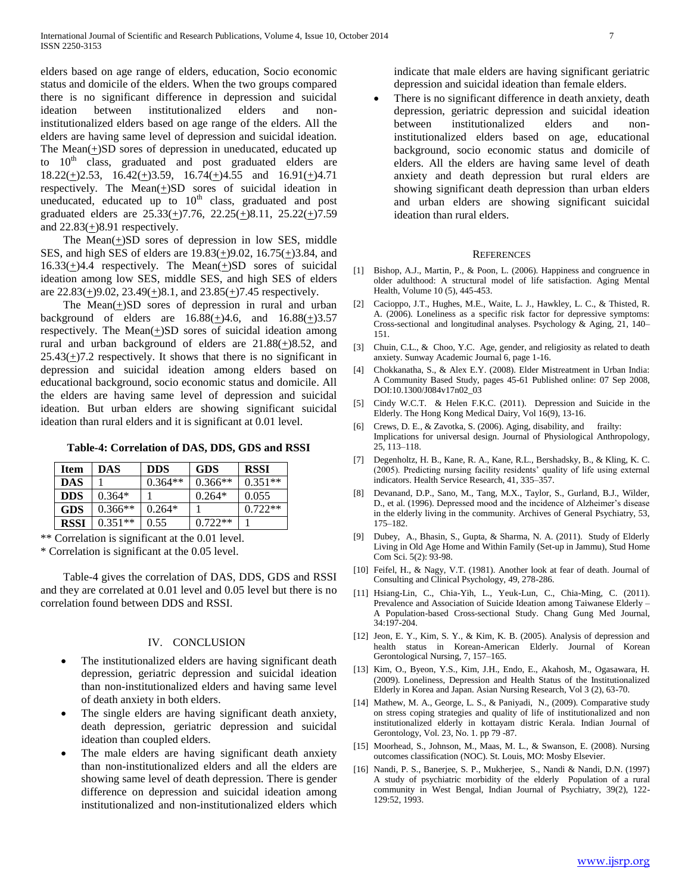elders based on age range of elders, education, Socio economic status and domicile of the elders. When the two groups compared there is no significant difference in depression and suicidal ideation between institutionalized elders and non-institutionalized elders based on age range of the elders. All the elders are having same level of depression and suicidal ideation. The Mean(+)SD sores of depression in uneducated, educated up to 10th class, graduated and post graduated elders are 18.22(+)2.53, 16.42(+)3.59, 16.74(+)4.55 and 16.91(+)4.71 respectively. The Mean(+)SD sores of suicidal ideation in uneducated, educated up to 10th class, graduated and post graduated elders are 25.33(+)7.76, 22.25(+)8.11, 25.22(+)7.59 and 22.83(+)8.91 respectively.

The Mean(+)SD sores of depression in low SES, middle SES, and high SES of elders are 19.83(+)9.02, 16.75(+)3.84, and 16.33(+)4.4 respectively. The Mean(+)SD sores of suicidal ideation among low SES, middle SES, and high SES of elders are 22.83(+)9.02, 23.49(+)8.1, and 23.85(+)7.45 respectively.

The Mean(+)SD sores of depression in rural and urban background of elders are 16.88(+)4.6, and 16.88(+)3.57 respectively. The Mean(+)SD sores of suicidal ideation among rural and urban background of elders are 21.88(+)8.52, and 25.43(+)7.2 respectively. It shows that there is no significant in depression and suicidal ideation among elders based on educational background, socio economic status and domicile. All the elders are having same level of depression and suicidal ideation. But urban elders are showing significant suicidal ideation than rural elders and it is significant at 0.01 level.

**Table-4: Correlation of DAS, DDS, GDS and RSSI**

| Item | DAS | DDS | GDS | RSSI |
|---|---|---|---|---|
| **DAS** | 1 | 0.364** | 0.366** | 0.351** |
| **DDS** | 0.364* | 1 | 0.264* | 0.055 |
| **GDS** | 0.366** | 0.264* | 1 | 0.722** |
| **RSSI** | 0.351** | 0.55 | 0.722** | 1 |

** Correlation is significant at the 0.01 level.

* Correlation is significant at the 0.05 level.

Table-4 gives the correlation of DAS, DDS, GDS and RSSI and they are correlated at 0.01 level and 0.05 level but there is no correlation found between DDS and RSSI.

## IV. CONCLUSION

- The institutionalized elders are having significant death depression, geriatric depression and suicidal ideation than non-institutionalized elders and having same level of death anxiety in both elders.
- The single elders are having significant death anxiety, death depression, geriatric depression and suicidal ideation than coupled elders.
- The male elders are having significant death anxiety than non-institutionalized elders and all the elders are showing same level of death depression. There is gender difference on depression and suicidal ideation among institutionalized and non-institutionalized elders which indicate that male elders are having significant geriatric depression and suicidal ideation than female elders.
- There is no significant difference in death anxiety, death depression, geriatric depression and suicidal ideation between institutionalized elders and non-institutionalized elders based on age, educational background, socio economic status and domicile of elders. All the elders are having same level of death anxiety and death depression but rural elders are showing significant death depression than urban elders and urban elders are showing significant suicidal ideation than rural elders.

## REFERENCES

[1] Bishop, A.J., Martin, P., & Poon, L. (2006). Happiness and congruence in older adulthood: A structural model of life satisfaction. Aging Mental Health, Volume 10 (5), 445-453.

[2] Cacioppo, J.T., Hughes, M.E., Waite, L. J., Hawkley, L. C., & Thisted, R. A. (2006). Loneliness as a specific risk factor for depressive symptoms: Cross-sectional and longitudinal analyses. Psychology & Aging, 21, 140–151.

[3] Chuin, C.L., & Choo, Y.C. Age, gender, and religiosity as related to death anxiety. Sunway Academic Journal 6, page 1-16.

[4] Chokkanatha, S., & Alex E.Y. (2008). Elder Mistreatment in Urban India: A Community Based Study, pages 45-61 Published online: 07 Sep 2008, DOI:10.1300/J084v17n02_03

[5] Cindy W.C.T. & Helen F.K.C. (2011). Depression and Suicide in the Elderly. The Hong Kong Medical Dairy, Vol 16(9), 13-16.

[6] Crews, D. E., & Zavotka, S. (2006). Aging, disability, and frailty: Implications for universal design. Journal of Physiological Anthropology, 25, 113–118.

[7] Degenholtz, H. B., Kane, R. A., Kane, R.L., Bershadsky, B., & Kling, K. C. (2005). Predicting nursing facility residents' quality of life using external indicators. Health Service Research, 41, 335–357.

[8] Devanand, D.P., Sano, M., Tang, M.X., Taylor, S., Gurland, B.J., Wilder, D., et al. (1996). Depressed mood and the incidence of Alzheimer's disease in the elderly living in the community. Archives of General Psychiatry, 53, 175–182.

[9] Dubey, A., Bhasin, S., Gupta, & Sharma, N. A. (2011). Study of Elderly Living in Old Age Home and Within Family (Set-up in Jammu), Stud Home Com Sci. 5(2): 93-98.

[10] Feifel, H., & Nagy, V.T. (1981). Another look at fear of death. Journal of Consulting and Clinical Psychology, 49, 278-286.

[11] Hsiang-Lin, C., Chia-Yih, L., Yeuk-Lun, C., Chia-Ming, C. (2011). Prevalence and Association of Suicide Ideation among Taiwanese Elderly – A Population-based Cross-sectional Study. Chang Gung Med Journal, 34:197-204.

[12] Jeon, E. Y., Kim, S. Y., & Kim, K. B. (2005). Analysis of depression and health status in Korean-American Elderly. Journal of Korean Gerontological Nursing, 7, 157–165.

[13] Kim, O., Byeon, Y.S., Kim, J.H., Endo, E., Akahosh, M., Ogasawara, H. (2009). Loneliness, Depression and Health Status of the Institutionalized Elderly in Korea and Japan. Asian Nursing Research, Vol 3 (2), 63-70.

[14] Mathew, M. A., George, L. S., & Paniyadi, N., (2009). Comparative study on stress coping strategies and quality of life of institutionalized and non institutionalized elderly in kottayam distric Kerala. Indian Journal of Gerontology, Vol. 23, No. 1. pp 79 -87.

[15] Moorhead, S., Johnson, M., Maas, M. L., & Swanson, E. (2008). Nursing outcomes classification (NOC). St. Louis, MO: Mosby Elsevier.

[16] Nandi, P. S., Banerjee, S. P., Mukherjee, S., Nandi & Nandi, D.N. (1997) A study of psychiatric morbidity of the elderly Population of a rural community in West Bengal, Indian Journal of Psychiatry, 39(2), 122-129:52, 1993.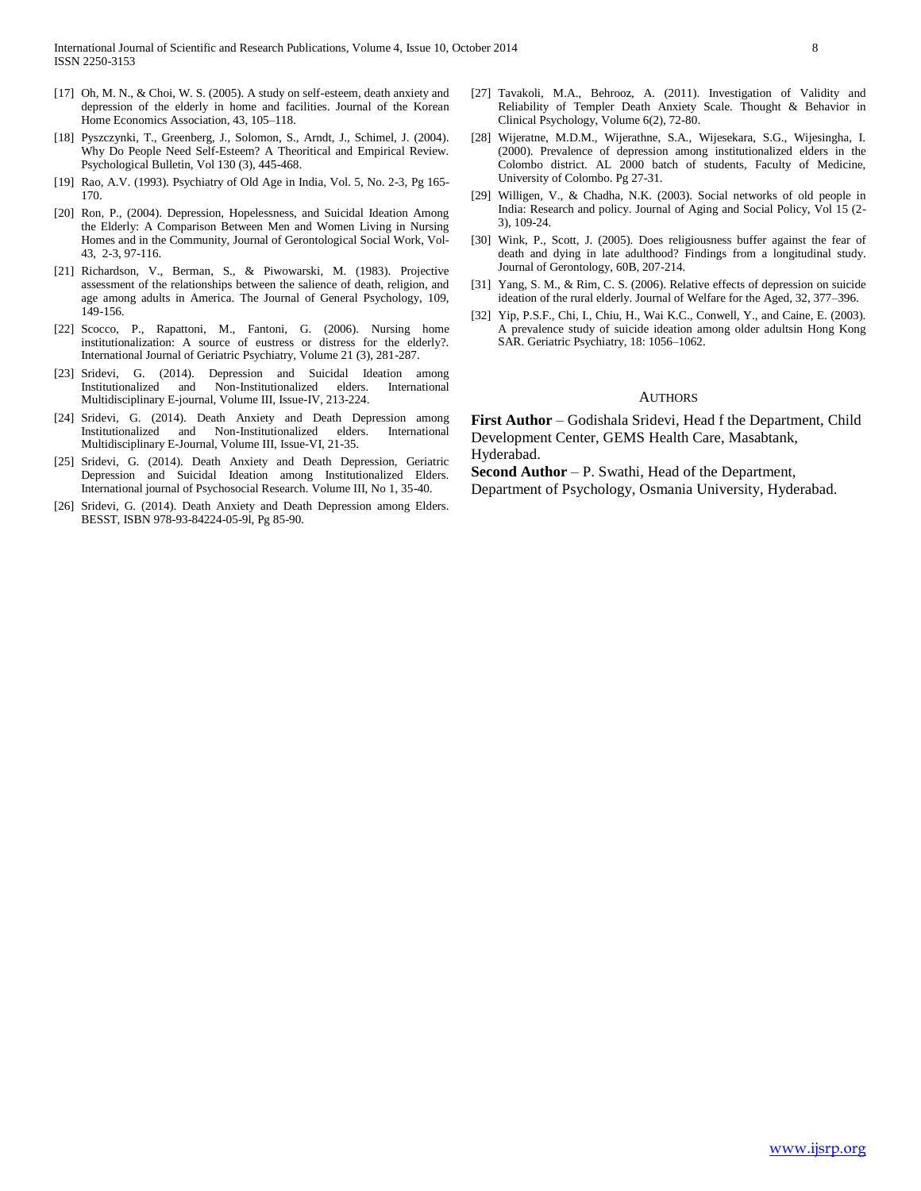[17] Oh, M. N., & Choi, W. S. (2005). A study on self-esteem, death anxiety and depression of the elderly in home and facilities. Journal of the Korean Home Economics Association, 43, 105–118.

[18] Pyszczynki, T., Greenberg, J., Solomon, S., Arndt, J., Schimel, J. (2004). Why Do People Need Self-Esteem? A Theoritical and Empirical Review. Psychological Bulletin, Vol 130 (3), 445-468.

[19] Rao, A.V. (1993). Psychiatry of Old Age in India, Vol. 5, No. 2-3, Pg 165-170.

[20] Ron, P., (2004). Depression, Hopelessness, and Suicidal Ideation Among the Elderly: A Comparison Between Men and Women Living in Nursing Homes and in the Community, Journal of Gerontological Social Work, Vol-43, 2-3, 97-116.

[21] Richardson, V., Berman, S., & Piwowarski, M. (1983). Projective assessment of the relationships between the salience of death, religion, and age among adults in America. The Journal of General Psychology, 109, 149-156.

[22] Scocco, P., Rapattoni, M., Fantoni, G. (2006). Nursing home institutionalization: A source of eustress or distress for the elderly?. International Journal of Geriatric Psychiatry, Volume 21 (3), 281-287.

[23] Sridevi, G. (2014). Depression and Suicidal Ideation among Institutionalized and Non-Institutionalized elders. International Multidisciplinary E-journal, Volume III, Issue-IV, 213-224.

[24] Sridevi, G. (2014). Death Anxiety and Death Depression among Institutionalized and Non-Institutionalized elders. International Multidisciplinary E-Journal, Volume III, Issue-VI, 21-35.

[25] Sridevi, G. (2014). Death Anxiety and Death Depression, Geriatric Depression and Suicidal Ideation among Institutionalized Elders. International journal of Psychosocial Research. Volume III, No 1, 35-40.

[26] Sridevi, G. (2014). Death Anxiety and Death Depression among Elders. BESST, ISBN 978-93-84224-05-9l, Pg 85-90.

[27] Tavakoli, M.A., Behrooz, A. (2011). Investigation of Validity and Reliability of Templer Death Anxiety Scale. Thought & Behavior in Clinical Psychology, Volume 6(2), 72-80.

[28] Wijeratne, M.D.M., Wijerathne, S.A., Wijesekara, S.G., Wijesingha, I. (2000). Prevalence of depression among institutionalized elders in the Colombo district. AL 2000 batch of students, Faculty of Medicine, University of Colombo. Pg 27-31.

[29] Willigen, V., & Chadha, N.K. (2003). Social networks of old people in India: Research and policy. Journal of Aging and Social Policy, Vol 15 (2-3), 109-24.

[30] Wink, P., Scott, J. (2005). Does religiousness buffer against the fear of death and dying in late adulthood? Findings from a longitudinal study. Journal of Gerontology, 60B, 207-214.

[31] Yang, S. M., & Rim, C. S. (2006). Relative effects of depression on suicide ideation of the rural elderly. Journal of Welfare for the Aged, 32, 377–396.

[32] Yip, P.S.F., Chi, I., Chiu, H., Wai K.C., Conwell, Y., and Caine, E. (2003). A prevalence study of suicide ideation among older adultsin Hong Kong SAR. Geriatric Psychiatry, 18: 1056–1062.

## AUTHORS

**First Author** – Godishala Sridevi, Head f the Department, Child Development Center, GEMS Health Care, Masabtank, Hyderabad.

**Second Author** – P. Swathi, Head of the Department, Department of Psychology, Osmania University, Hyderabad.